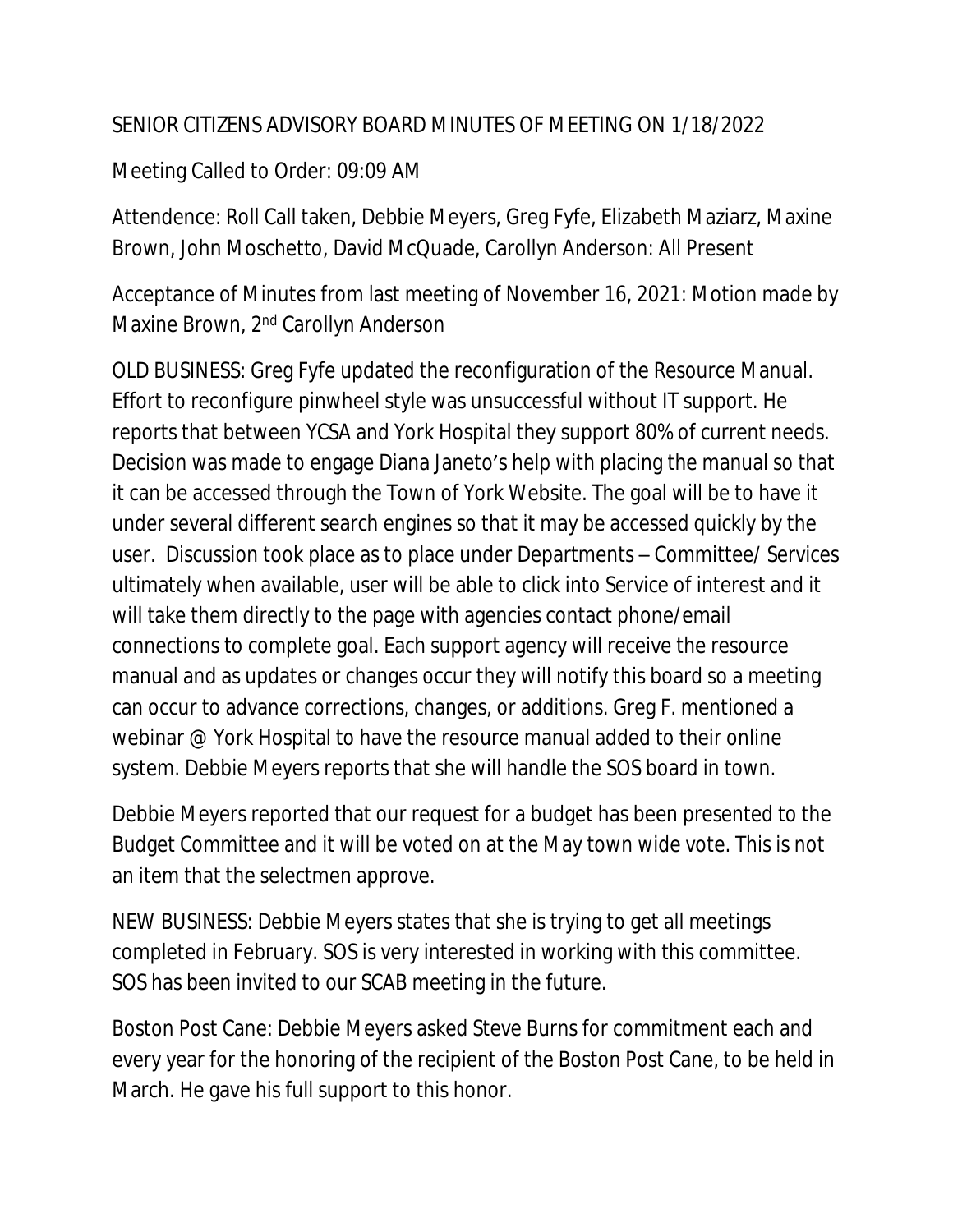# SENIOR CITIZENS ADVISORY BOARD MINUTES OF MEETING ON 1/18/2022

Meeting Called to Order: 09:09 AM

Attendence: Roll Call taken, Debbie Meyers, Greg Fyfe, Elizabeth Maziarz, Maxine Brown, John Moschetto, David McQuade, Carollyn Anderson: All Present

Acceptance of Minutes from last meeting of November 16, 2021: Motion made by Maxine Brown, 2nd Carollyn Anderson

OLD BUSINESS: Greg Fyfe updated the reconfiguration of the Resource Manual. Effort to reconfigure pinwheel style was unsuccessful without IT support. He reports that between YCSA and York Hospital they support 80% of current needs. Decision was made to engage Diana Janeto's help with placing the manual so that it can be accessed through the Town of York Website. The goal will be to have it under several different search engines so that it may be accessed quickly by the user. Discussion took place as to place under Departments – Committee/ Services ultimately when available, user will be able to click into Service of interest and it will take them directly to the page with agencies contact phone/email connections to complete goal. Each support agency will receive the resource manual and as updates or changes occur they will notify this board so a meeting can occur to advance corrections, changes, or additions. Greg F. mentioned a webinar @ York Hospital to have the resource manual added to their online system. Debbie Meyers reports that she will handle the SOS board in town.

Debbie Meyers reported that our request for a budget has been presented to the Budget Committee and it will be voted on at the May town wide vote. This is not an item that the selectmen approve.

NEW BUSINESS: Debbie Meyers states that she is trying to get all meetings completed in February. SOS is very interested in working with this committee. SOS has been invited to our SCAB meeting in the future.

Boston Post Cane: Debbie Meyers asked Steve Burns for commitment each and every year for the honoring of the recipient of the Boston Post Cane, to be held in March. He gave his full support to this honor.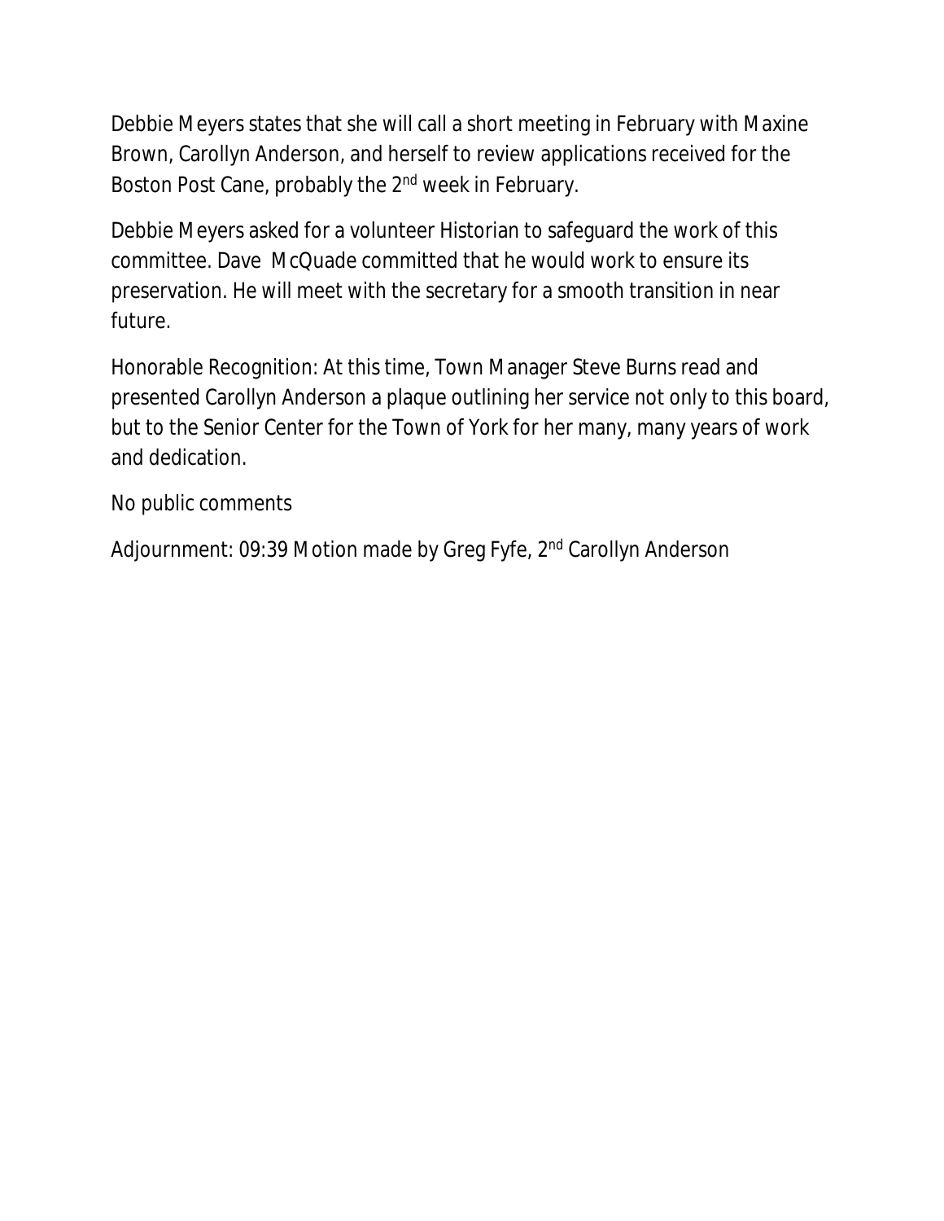Debbie Meyers states that she will call a short meeting in February with Maxine Brown, Carollyn Anderson, and herself to review applications received for the Boston Post Cane, probably the 2nd week in February.

Debbie Meyers asked for a volunteer Historian to safeguard the work of this committee. Dave McQuade committed that he would work to ensure its preservation. He will meet with the secretary for a smooth transition in near future.

Honorable Recognition: At this time, Town Manager Steve Burns read and presented Carollyn Anderson a plaque outlining her service not only to this board, but to the Senior Center for the Town of York for her many, many years of work and dedication.

No public comments

Adjournment: 09:39 Motion made by Greg Fyfe, 2nd Carollyn Anderson